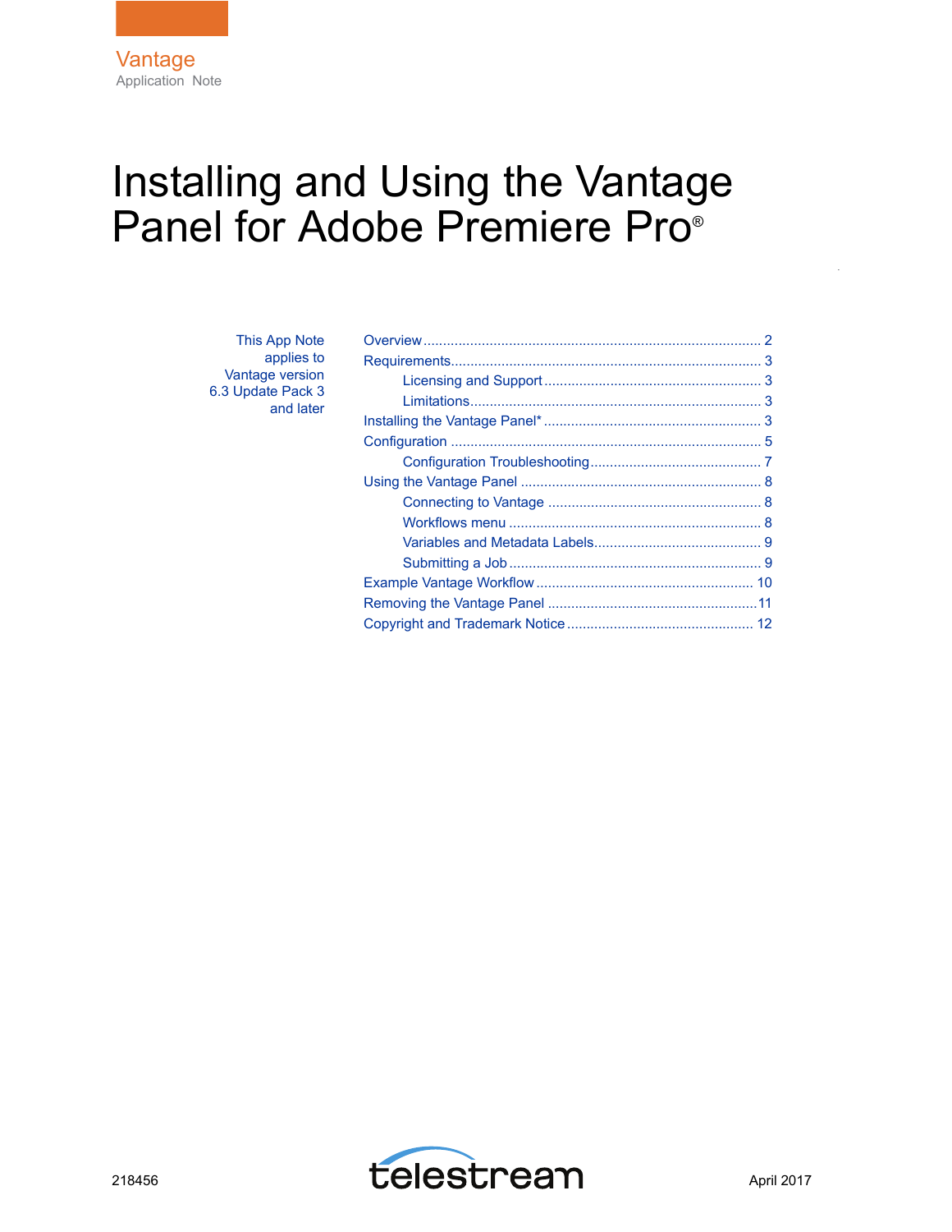Vantage

Application Note

# Installing and Using the Vantage Panel for Adobe Premiere Pro®

This App Note applies to Vantage version 6.3 Update Pack 3 and later

- Overview ..... 2
- Requirements ..... 3
  - Licensing and Support ..... 3
  - Limitations ..... 3
- Installing the Vantage Panel* ..... 3
- Configuration ..... 5
  - Configuration Troubleshooting ..... 7
- Using the Vantage Panel ..... 8
  - Connecting to Vantage ..... 8
  - Workflows menu ..... 8
  - Variables and Metadata Labels ..... 9
  - Submitting a Job ..... 9
- Example Vantage Workflow ..... 10
- Removing the Vantage Panel ..... 11
- Copyright and Trademark Notice ..... 12

218456

telestream

April 2017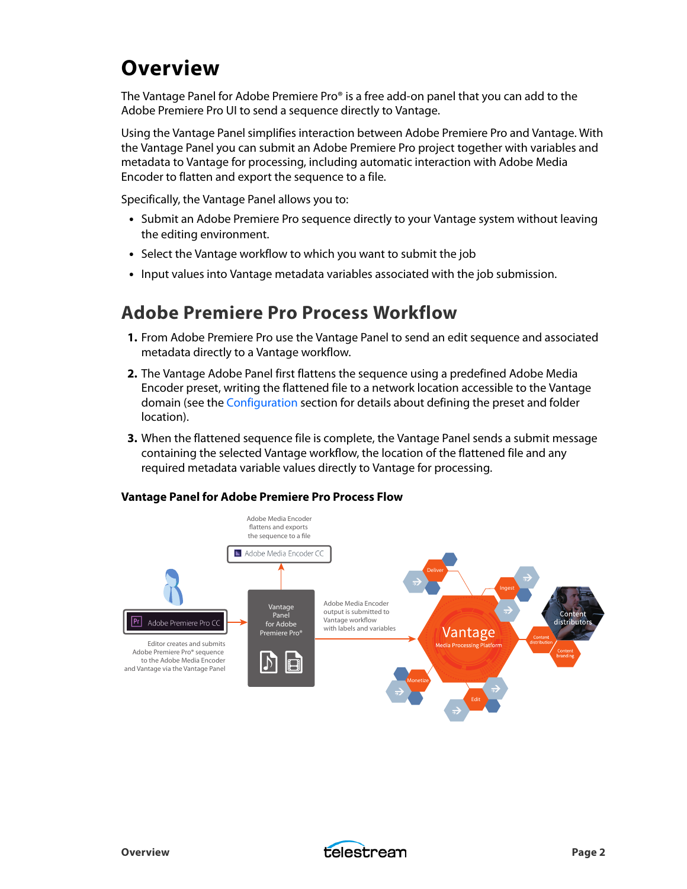# Overview

The Vantage Panel for Adobe Premiere Pro® is a free add-on panel that you can add to the Adobe Premiere Pro UI to send a sequence directly to Vantage.

Using the Vantage Panel simplifies interaction between Adobe Premiere Pro and Vantage. With the Vantage Panel you can submit an Adobe Premiere Pro project together with variables and metadata to Vantage for processing, including automatic interaction with Adobe Media Encoder to flatten and export the sequence to a file.

Specifically, the Vantage Panel allows you to:

- Submit an Adobe Premiere Pro sequence directly to your Vantage system without leaving the editing environment.
- Select the Vantage workflow to which you want to submit the job
- Input values into Vantage metadata variables associated with the job submission.

# Adobe Premiere Pro Process Workflow

1. From Adobe Premiere Pro use the Vantage Panel to send an edit sequence and associated metadata directly to a Vantage workflow.
2. The Vantage Adobe Panel first flattens the sequence using a predefined Adobe Media Encoder preset, writing the flattened file to a network location accessible to the Vantage domain (see the Configuration section for details about defining the preset and folder location).
3. When the flattened sequence file is complete, the Vantage Panel sends a submit message containing the selected Vantage workflow, the location of the flattened file and any required metadata variable values directly to Vantage for processing.

**Vantage Panel for Adobe Premiere Pro Process Flow**

Adobe Media Encoder flattens and exports the sequence to a file

Adobe Media Encoder CC

Adobe Premiere Pro CC

Editor creates and submits Adobe Premiere Pro® sequence to the Adobe Media Encoder and Vantage via the Vantage Panel

Vantage Panel for Adobe Premiere Pro®

Adobe Media Encoder output is submitted to Vantage workflow with labels and variables

Vantage Media Processing Platform

Deliver, Ingest, Monetize, Edit, Content distribution, Content branding, Content distributors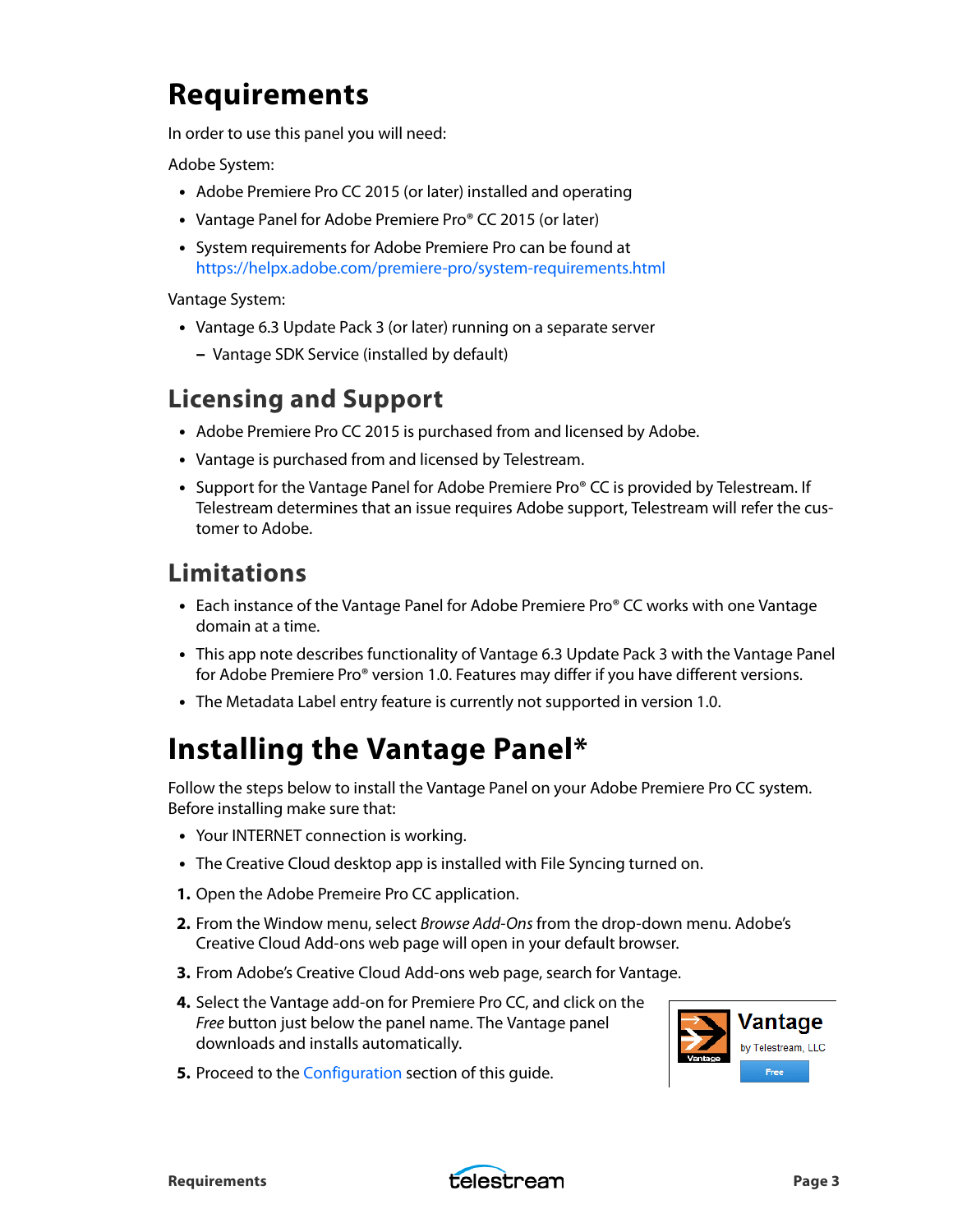# Requirements

In order to use this panel you will need:

Adobe System:

- Adobe Premiere Pro CC 2015 (or later) installed and operating
- Vantage Panel for Adobe Premiere Pro® CC 2015 (or later)
- System requirements for Adobe Premiere Pro can be found at https://helpx.adobe.com/premiere-pro/system-requirements.html

Vantage System:

- Vantage 6.3 Update Pack 3 (or later) running on a separate server
  - Vantage SDK Service (installed by default)

## Licensing and Support

- Adobe Premiere Pro CC 2015 is purchased from and licensed by Adobe.
- Vantage is purchased from and licensed by Telestream.
- Support for the Vantage Panel for Adobe Premiere Pro® CC is provided by Telestream. If Telestream determines that an issue requires Adobe support, Telestream will refer the customer to Adobe.

## Limitations

- Each instance of the Vantage Panel for Adobe Premiere Pro® CC works with one Vantage domain at a time.
- This app note describes functionality of Vantage 6.3 Update Pack 3 with the Vantage Panel for Adobe Premiere Pro® version 1.0. Features may differ if you have different versions.
- The Metadata Label entry feature is currently not supported in version 1.0.

# Installing the Vantage Panel*

Follow the steps below to install the Vantage Panel on your Adobe Premiere Pro CC system. Before installing make sure that:

- Your INTERNET connection is working.
- The Creative Cloud desktop app is installed with File Syncing turned on.

1. Open the Adobe Premeire Pro CC application.
2. From the Window menu, select *Browse Add-Ons* from the drop-down menu. Adobe's Creative Cloud Add-ons web page will open in your default browser.
3. From Adobe's Creative Cloud Add-ons web page, search for Vantage.
4. Select the Vantage add-on for Premiere Pro CC, and click on the *Free* button just below the panel name. The Vantage panel downloads and installs automatically.
5. Proceed to the Configuration section of this guide.

Vantage
by Telestream, LLC
Free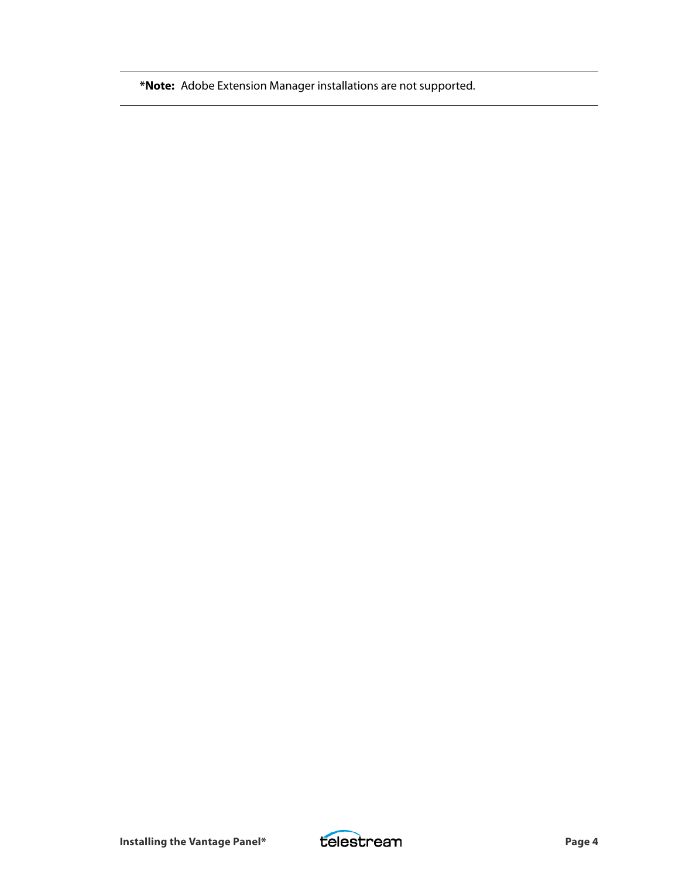**\*Note:** Adobe Extension Manager installations are not supported.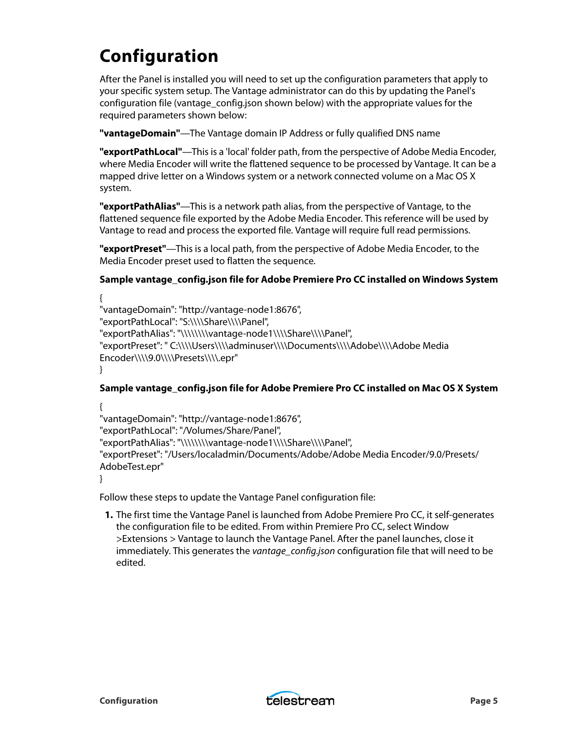# Configuration

After the Panel is installed you will need to set up the configuration parameters that apply to your specific system setup. The Vantage administrator can do this by updating the Panel's configuration file (vantage_config.json shown below) with the appropriate values for the required parameters shown below:

**"vantageDomain"**—The Vantage domain IP Address or fully qualified DNS name

**"exportPathLocal"**—This is a 'local' folder path, from the perspective of Adobe Media Encoder, where Media Encoder will write the flattened sequence to be processed by Vantage. It can be a mapped drive letter on a Windows system or a network connected volume on a Mac OS X system.

**"exportPathAlias"**—This is a network path alias, from the perspective of Vantage, to the flattened sequence file exported by the Adobe Media Encoder. This reference will be used by Vantage to read and process the exported file. Vantage will require full read permissions.

**"exportPreset"**—This is a local path, from the perspective of Adobe Media Encoder, to the Media Encoder preset used to flatten the sequence.

**Sample vantage_config.json file for Adobe Premiere Pro CC installed on Windows System**

```
{
"vantageDomain": "http://vantage-node1:8676",
"exportPathLocal": "S:\\\\Share\\\\Panel",
"exportPathAlias": "\\\\\\\\vantage-node1\\\\Share\\\\Panel",
"exportPreset": " C:\\\\Users\\\\adminuser\\\\Documents\\\\Adobe\\\\Adobe Media Encoder\\\\9.0\\\\Presets\\\\.epr"
}
```

**Sample vantage_config.json file for Adobe Premiere Pro CC installed on Mac OS X System**

```
{
"vantageDomain": "http://vantage-node1:8676",
"exportPathLocal": "/Volumes/Share/Panel",
"exportPathAlias": "\\\\\\\\vantage-node1\\\\Share\\\\Panel",
"exportPreset": "/Users/localadmin/Documents/Adobe/Adobe Media Encoder/9.0/Presets/AdobeTest.epr"
}
```

Follow these steps to update the Vantage Panel configuration file:

1. The first time the Vantage Panel is launched from Adobe Premiere Pro CC, it self-generates the configuration file to be edited. From within Premiere Pro CC, select Window >Extensions > Vantage to launch the Vantage Panel. After the panel launches, close it immediately. This generates the *vantage_config.json* configuration file that will need to be edited.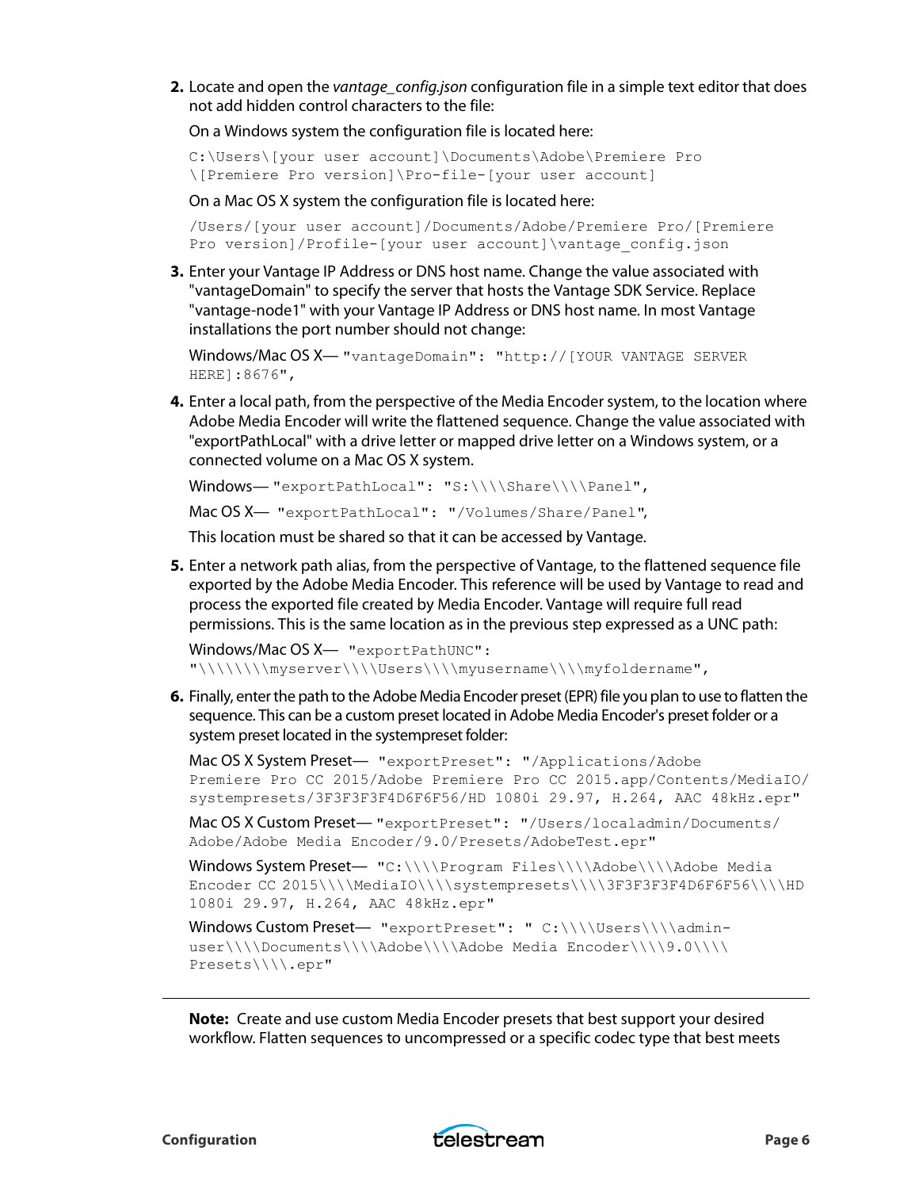2. Locate and open the *vantage_config.json* configuration file in a simple text editor that does not add hidden control characters to the file:

   On a Windows system the configuration file is located here:

   ```
   C:\Users\[your user account]\Documents\Adobe\Premiere Pro
   \[Premiere Pro version]\Pro-file-[your user account]
   ```

   On a Mac OS X system the configuration file is located here:

   ```
   /Users/[your user account]/Documents/Adobe/Premiere Pro/[Premiere
   Pro version]/Profile-[your user account]\vantage_config.json
   ```

3. Enter your Vantage IP Address or DNS host name. Change the value associated with "vantageDomain" to specify the server that hosts the Vantage SDK Service. Replace "vantage-node1" with your Vantage IP Address or DNS host name. In most Vantage installations the port number should not change:

   Windows/Mac OS X— `"vantageDomain": "http://[YOUR VANTAGE SERVER HERE]:8676",`

4. Enter a local path, from the perspective of the Media Encoder system, to the location where Adobe Media Encoder will write the flattened sequence. Change the value associated with "exportPathLocal" with a drive letter or mapped drive letter on a Windows system, or a connected volume on a Mac OS X system.

   Windows— `"exportPathLocal": "S:\\\\Share\\\\Panel",`

   Mac OS X— `"exportPathLocal": "/Volumes/Share/Panel",`

   This location must be shared so that it can be accessed by Vantage.

5. Enter a network path alias, from the perspective of Vantage, to the flattened sequence file exported by the Adobe Media Encoder. This reference will be used by Vantage to read and process the exported file created by Media Encoder. Vantage will require full read permissions. This is the same location as in the previous step expressed as a UNC path:

   Windows/Mac OS X— `"exportPathUNC": "\\\\\\\\myserver\\\\Users\\\\myusername\\\\myfoldername",`

6. Finally, enter the path to the Adobe Media Encoder preset (EPR) file you plan to use to flatten the sequence. This can be a custom preset located in Adobe Media Encoder's preset folder or a system preset located in the systempreset folder:

   Mac OS X System Preset— `"exportPreset": "/Applications/Adobe Premiere Pro CC 2015/Adobe Premiere Pro CC 2015.app/Contents/MediaIO/systempresets/3F3F3F3F4D6F6F56/HD 1080i 29.97, H.264, AAC 48kHz.epr"`

   Mac OS X Custom Preset— `"exportPreset": "/Users/localadmin/Documents/Adobe/Adobe Media Encoder/9.0/Presets/AdobeTest.epr"`

   Windows System Preset— `"C:\\\\Program Files\\\\Adobe\\\\Adobe Media Encoder CC 2015\\\\MediaIO\\\\systempresets\\\\3F3F3F3F4D6F6F56\\\\HD 1080i 29.97, H.264, AAC 48kHz.epr"`

   Windows Custom Preset— `"exportPreset": " C:\\\\Users\\\\admin-user\\\\Documents\\\\Adobe\\\\Adobe Media Encoder\\\\9.0\\\\Presets\\\\.epr"`

---

**Note:** Create and use custom Media Encoder presets that best support your desired workflow. Flatten sequences to uncompressed or a specific codec type that best meets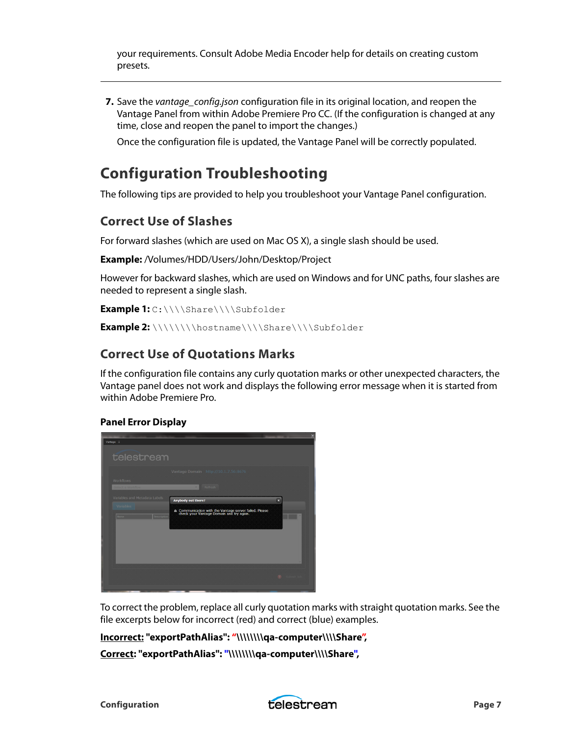your requirements. Consult Adobe Media Encoder help for details on creating custom presets.

---

7. Save the *vantage_config.json* configuration file in its original location, and reopen the Vantage Panel from within Adobe Premiere Pro CC. (If the configuration is changed at any time, close and reopen the panel to import the changes.)

   Once the configuration file is updated, the Vantage Panel will be correctly populated.

# Configuration Troubleshooting

The following tips are provided to help you troubleshoot your Vantage Panel configuration.

## Correct Use of Slashes

For forward slashes (which are used on Mac OS X), a single slash should be used.

**Example:** /Volumes/HDD/Users/John/Desktop/Project

However for backward slashes, which are used on Windows and for UNC paths, four slashes are needed to represent a single slash.

**Example 1:** `C:\\\\Share\\\\Subfolder`

**Example 2:** `\\\\\\\\hostname\\\\Share\\\\Subfolder`

## Correct Use of Quotations Marks

If the configuration file contains any curly quotation marks or other unexpected characters, the Vantage panel does not work and displays the following error message when it is started from within Adobe Premiere Pro.

**Panel Error Display**

To correct the problem, replace all curly quotation marks with straight quotation marks. See the file excerpts below for incorrect (red) and correct (blue) examples.

**Incorrect: "exportPathAlias": “\\\\\\\\qa-computer\\\\Share”,**

**Correct: "exportPathAlias": "\\\\\\\\qa-computer\\\\Share",**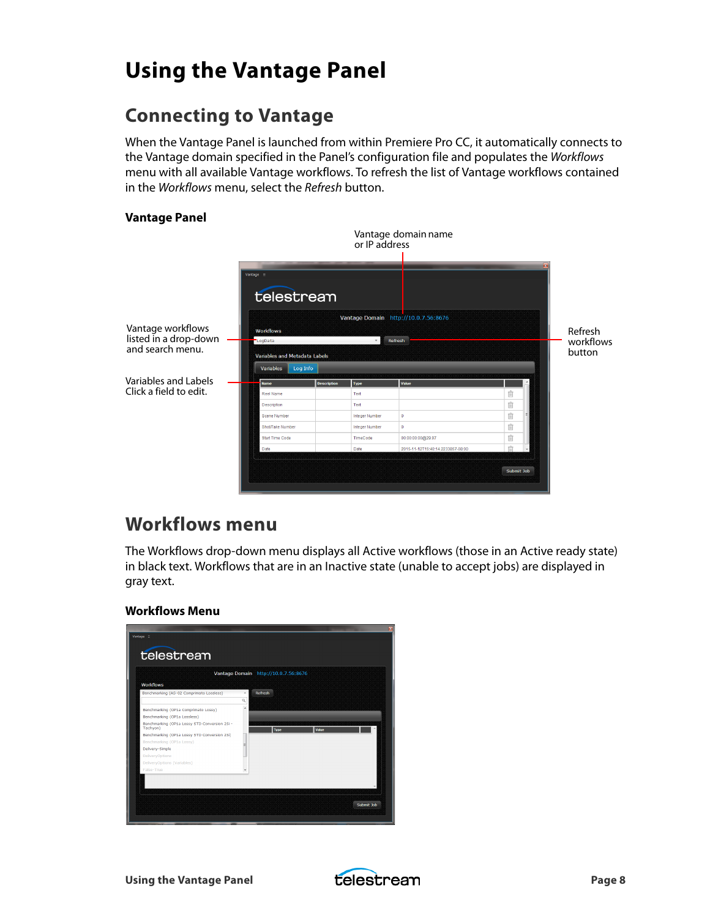# Using the Vantage Panel

## Connecting to Vantage

When the Vantage Panel is launched from within Premiere Pro CC, it automatically connects to the Vantage domain specified in the Panel's configuration file and populates the *Workflows* menu with all available Vantage workflows. To refresh the list of Vantage workflows contained in the *Workflows* menu, select the *Refresh* button.

**Vantage Panel**

Vantage domain name or IP address

Vantage workflows listed in a drop-down and search menu.

Variables and Labels Click a field to edit.

Refresh workflows button

## Workflows menu

The Workflows drop-down menu displays all Active workflows (those in an Active ready state) in black text. Workflows that are in an Inactive state (unable to accept jobs) are displayed in gray text.

**Workflows Menu**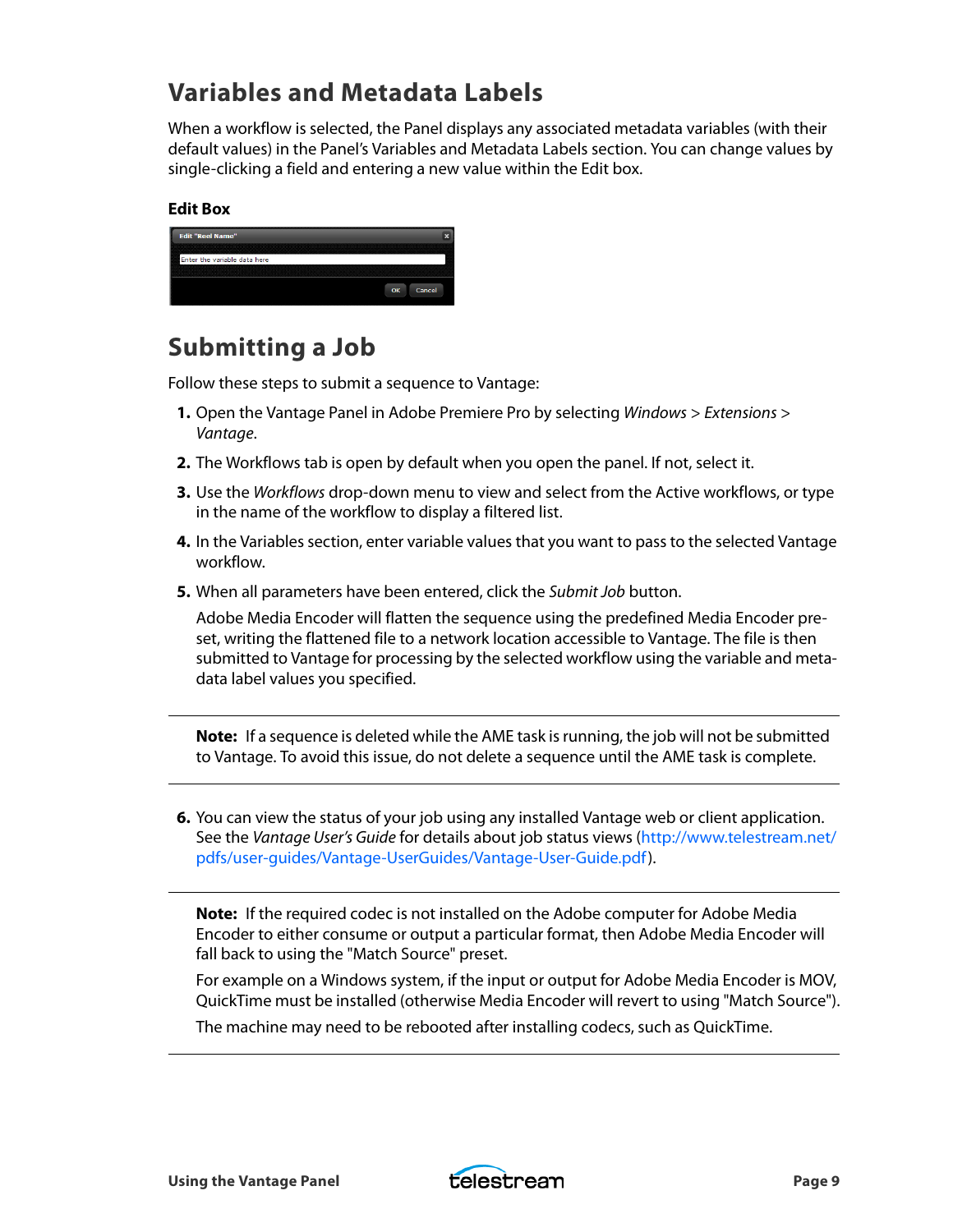## Variables and Metadata Labels

When a workflow is selected, the Panel displays any associated metadata variables (with their default values) in the Panel's Variables and Metadata Labels section. You can change values by single-clicking a field and entering a new value within the Edit box.

**Edit Box**

## Submitting a Job

Follow these steps to submit a sequence to Vantage:

1. Open the Vantage Panel in Adobe Premiere Pro by selecting *Windows* > *Extensions* > *Vantage*.
2. The Workflows tab is open by default when you open the panel. If not, select it.
3. Use the *Workflows* drop-down menu to view and select from the Active workflows, or type in the name of the workflow to display a filtered list.
4. In the Variables section, enter variable values that you want to pass to the selected Vantage workflow.
5. When all parameters have been entered, click the *Submit Job* button.

   Adobe Media Encoder will flatten the sequence using the predefined Media Encoder preset, writing the flattened file to a network location accessible to Vantage. The file is then submitted to Vantage for processing by the selected workflow using the variable and metadata label values you specified.

---

**Note:** If a sequence is deleted while the AME task is running, the job will not be submitted to Vantage. To avoid this issue, do not delete a sequence until the AME task is complete.

---

6. You can view the status of your job using any installed Vantage web or client application. See the *Vantage User's Guide* for details about job status views (http://www.telestream.net/pdfs/user-guides/Vantage-UserGuides/Vantage-User-Guide.pdf).

---

**Note:** If the required codec is not installed on the Adobe computer for Adobe Media Encoder to either consume or output a particular format, then Adobe Media Encoder will fall back to using the "Match Source" preset.

For example on a Windows system, if the input or output for Adobe Media Encoder is MOV, QuickTime must be installed (otherwise Media Encoder will revert to using "Match Source").

The machine may need to be rebooted after installing codecs, such as QuickTime.

---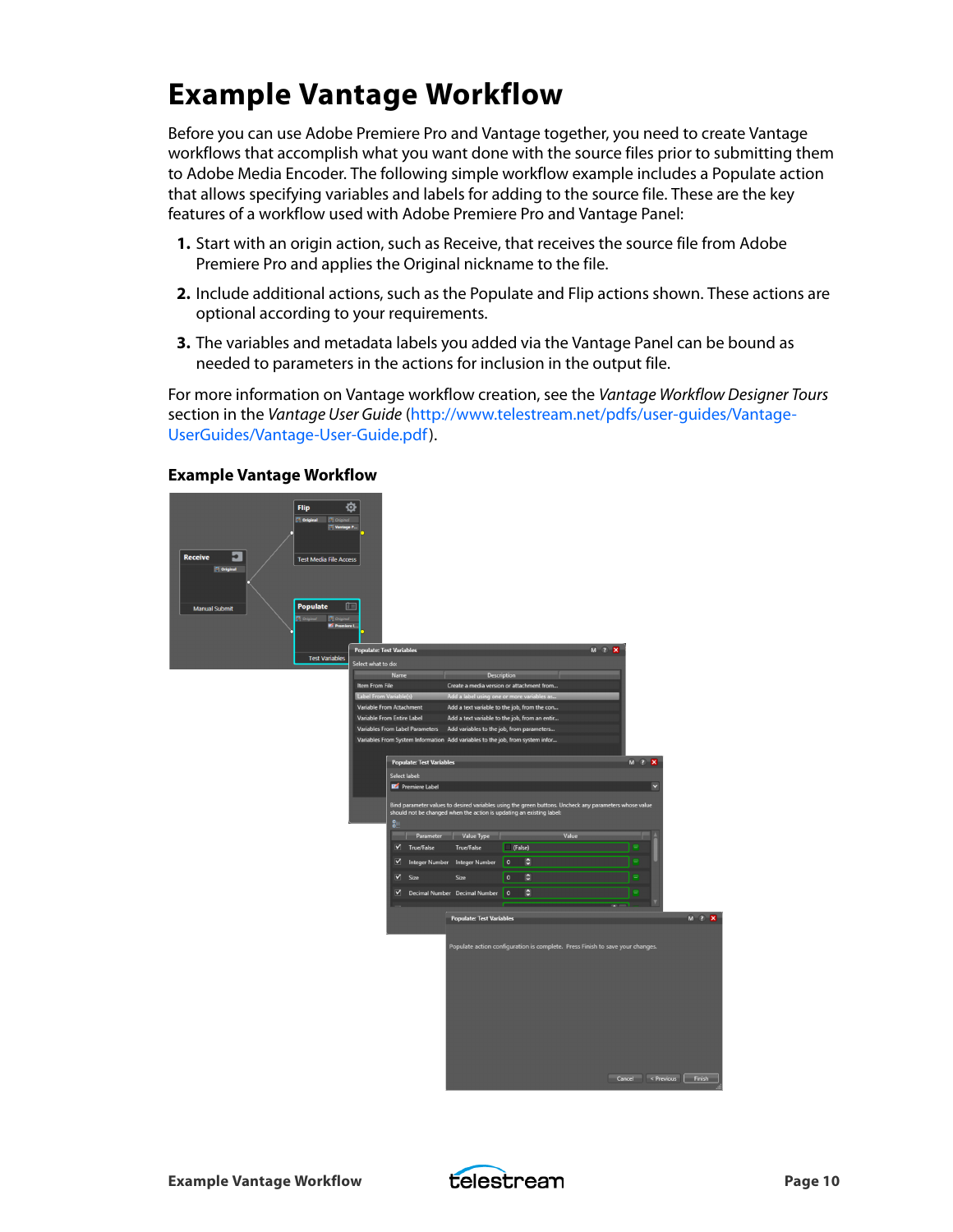# Example Vantage Workflow

Before you can use Adobe Premiere Pro and Vantage together, you need to create Vantage workflows that accomplish what you want done with the source files prior to submitting them to Adobe Media Encoder. The following simple workflow example includes a Populate action that allows specifying variables and labels for adding to the source file. These are the key features of a workflow used with Adobe Premiere Pro and Vantage Panel:

1. Start with an origin action, such as Receive, that receives the source file from Adobe Premiere Pro and applies the Original nickname to the file.
2. Include additional actions, such as the Populate and Flip actions shown. These actions are optional according to your requirements.
3. The variables and metadata labels you added via the Vantage Panel can be bound as needed to parameters in the actions for inclusion in the output file.

For more information on Vantage workflow creation, see the *Vantage Workflow Designer Tours* section in the *Vantage User Guide* (http://www.telestream.net/pdfs/user-guides/Vantage-UserGuides/Vantage-User-Guide.pdf).

**Example Vantage Workflow**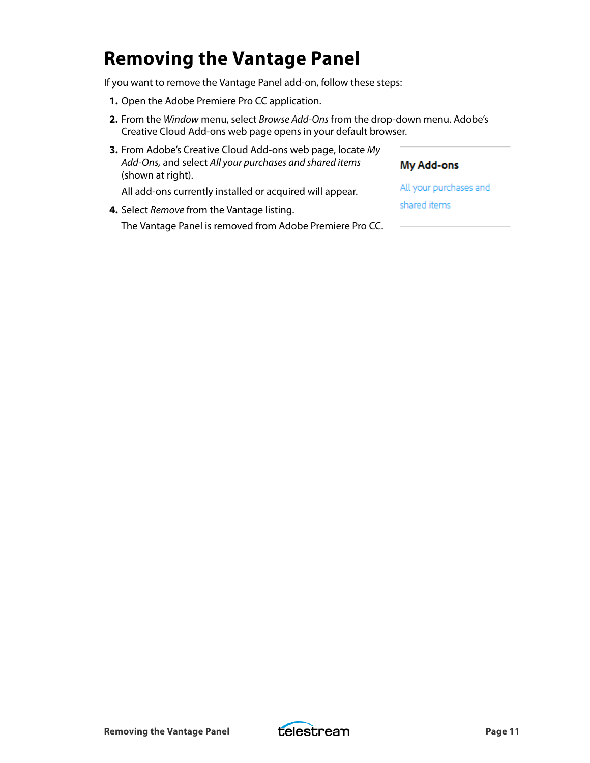# Removing the Vantage Panel

If you want to remove the Vantage Panel add-on, follow these steps:

1. Open the Adobe Premiere Pro CC application.
2. From the *Window* menu, select *Browse Add-Ons* from the drop-down menu. Adobe's Creative Cloud Add-ons web page opens in your default browser.
3. From Adobe's Creative Cloud Add-ons web page, locate *My Add-Ons,* and select *All your purchases and shared items* (shown at right).

   All add-ons currently installed or acquired will appear.

4. Select *Remove* from the Vantage listing.

   The Vantage Panel is removed from Adobe Premiere Pro CC.

**My Add-ons**

All your purchases and shared items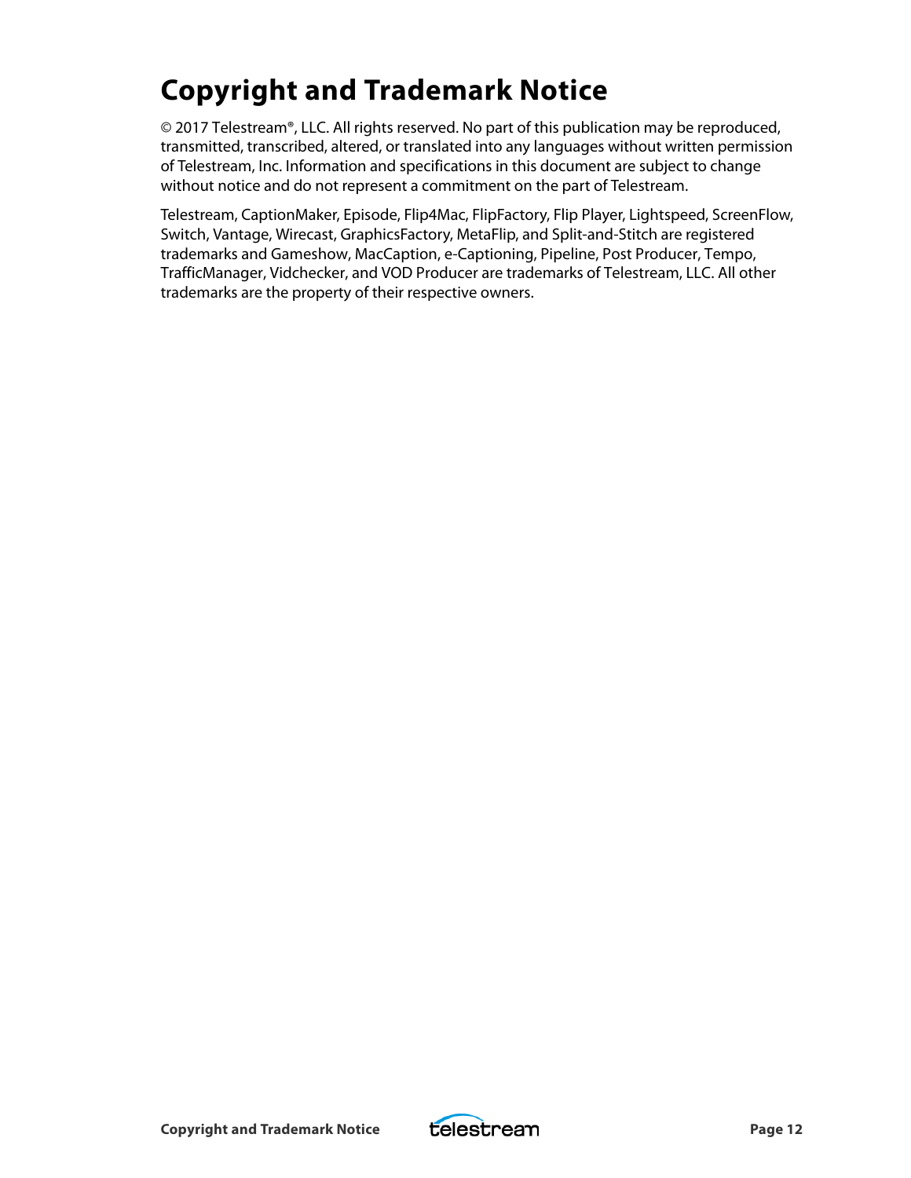# Copyright and Trademark Notice

© 2017 Telestream®, LLC. All rights reserved. No part of this publication may be reproduced, transmitted, transcribed, altered, or translated into any languages without written permission of Telestream, Inc. Information and specifications in this document are subject to change without notice and do not represent a commitment on the part of Telestream.

Telestream, CaptionMaker, Episode, Flip4Mac, FlipFactory, Flip Player, Lightspeed, ScreenFlow, Switch, Vantage, Wirecast, GraphicsFactory, MetaFlip, and Split-and-Stitch are registered trademarks and Gameshow, MacCaption, e-Captioning, Pipeline, Post Producer, Tempo, TrafficManager, Vidchecker, and VOD Producer are trademarks of Telestream, LLC. All other trademarks are the property of their respective owners.